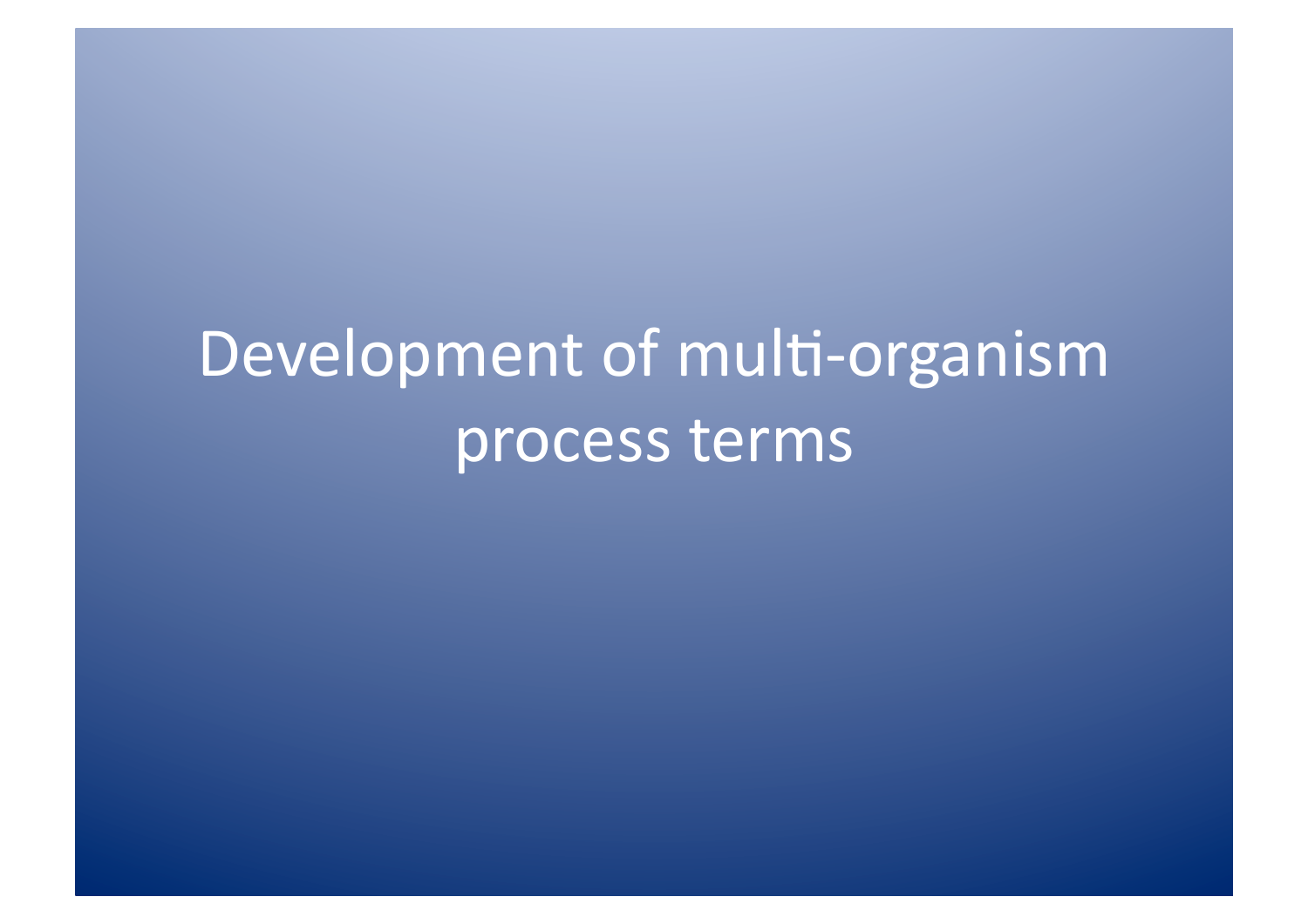# Development of multi-organism process terms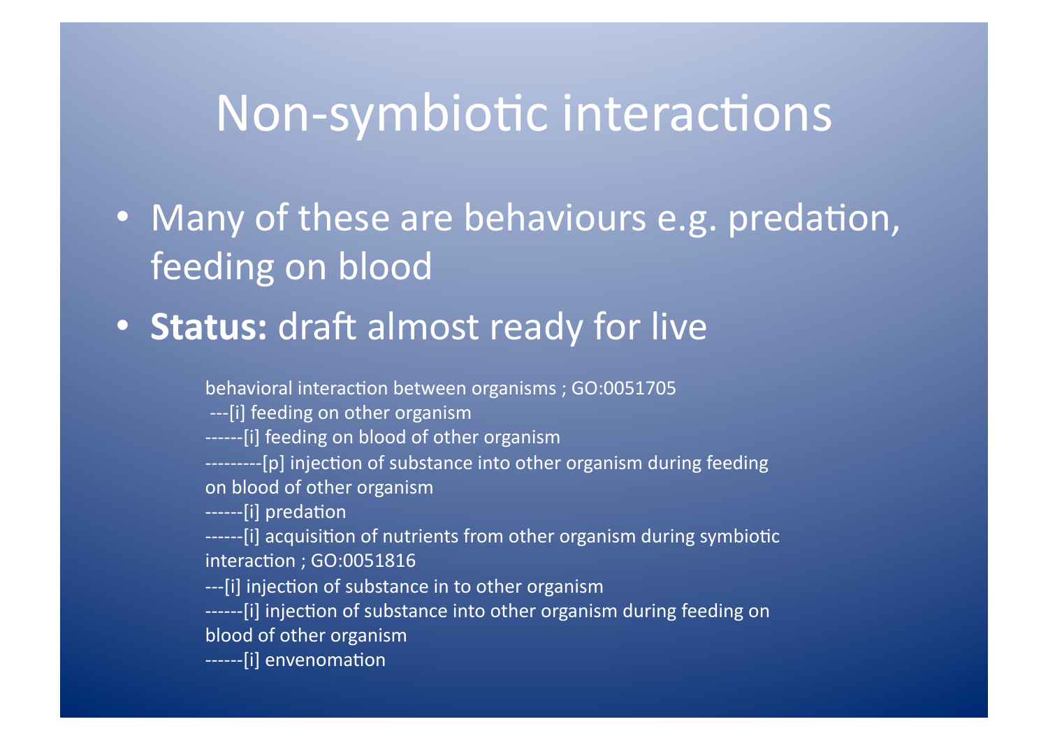# Non-symbiotic interactions

- Many of these are behaviours e.g. predation, feeding on blood
- **Status:** draft almost ready for live

behavioral interaction between organisms ; GO:0051705
---[i] feeding on other organism
------[i] feeding on blood of other organism
---------[p] injection of substance into other organism during feeding on blood of other organism
------[i] predation
------[i] acquisition of nutrients from other organism during symbiotic interaction ; GO:0051816
---[i] injection of substance in to other organism
------[i] injection of substance into other organism during feeding on blood of other organism
------[i] envenomation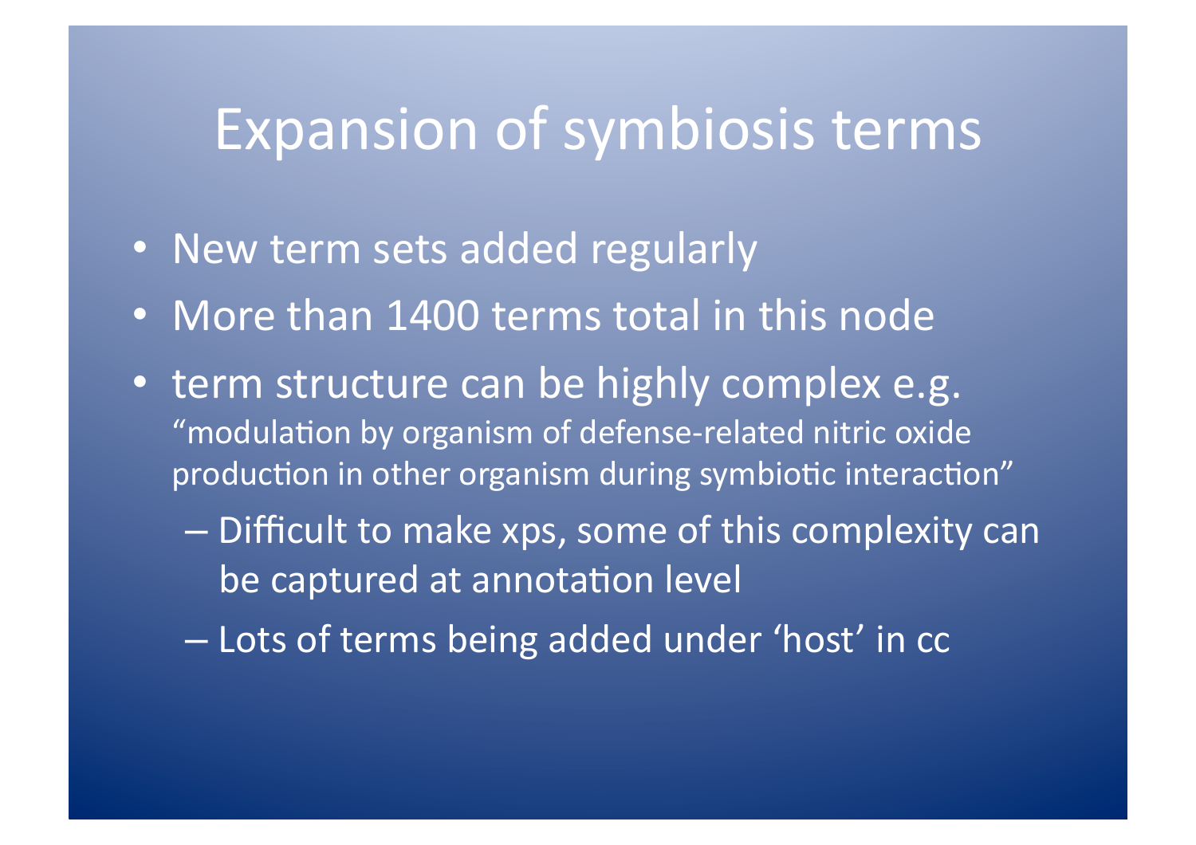# Expansion of symbiosis terms

- New term sets added regularly
- More than 1400 terms total in this node
- term structure can be highly complex e.g. "modulation by organism of defense-related nitric oxide production in other organism during symbiotic interaction"
  - Difficult to make xps, some of this complexity can be captured at annotation level
  - Lots of terms being added under 'host' in cc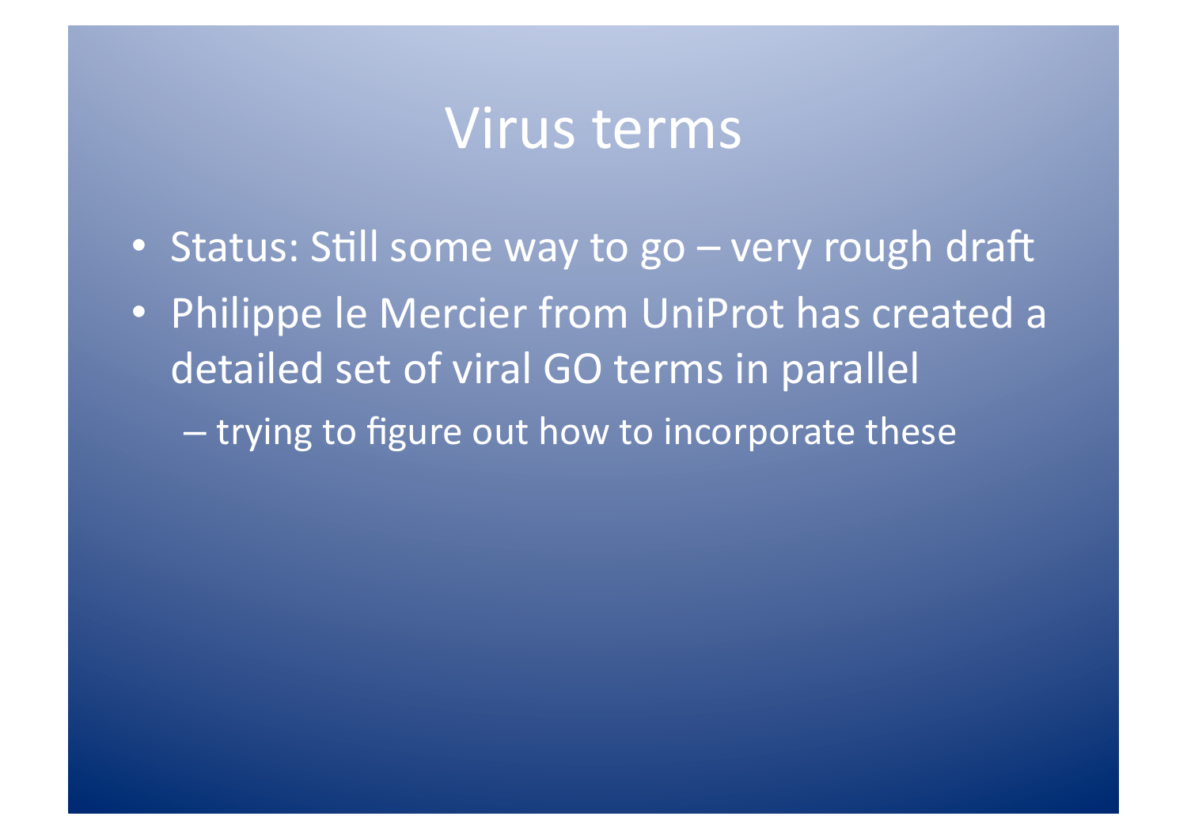# Virus terms

- Status: Still some way to go – very rough draft
- Philippe le Mercier from UniProt has created a detailed set of viral GO terms in parallel
  - trying to figure out how to incorporate these